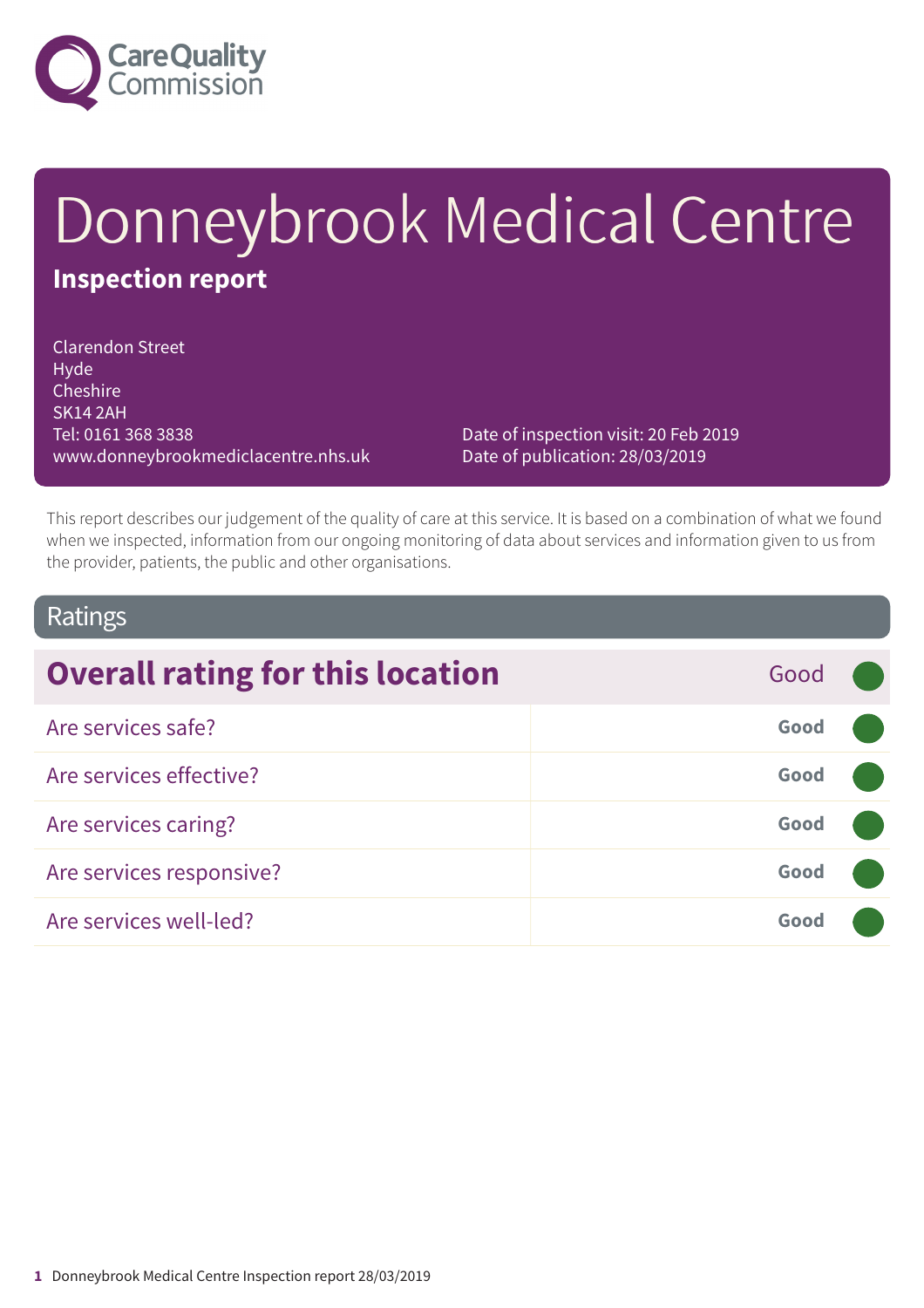# Donneybrook Medical Centre

## Inspection report

Clarendon Street
Hyde
Cheshire
SK14 2AH
Tel: 0161 368 3838
www.donneybrookmediclacentre.nhs.uk

Date of inspection visit: 20 Feb 2019
Date of publication: 28/03/2019

This report describes our judgement of the quality of care at this service. It is based on a combination of what we found when we inspected, information from our ongoing monitoring of data about services and information given to us from the provider, patients, the public and other organisations.

## Ratings

| Overall rating for this location | Good |
|---|---|
| Are services safe? | Good |
| Are services effective? | Good |
| Are services caring? | Good |
| Are services responsive? | Good |
| Are services well-led? | Good |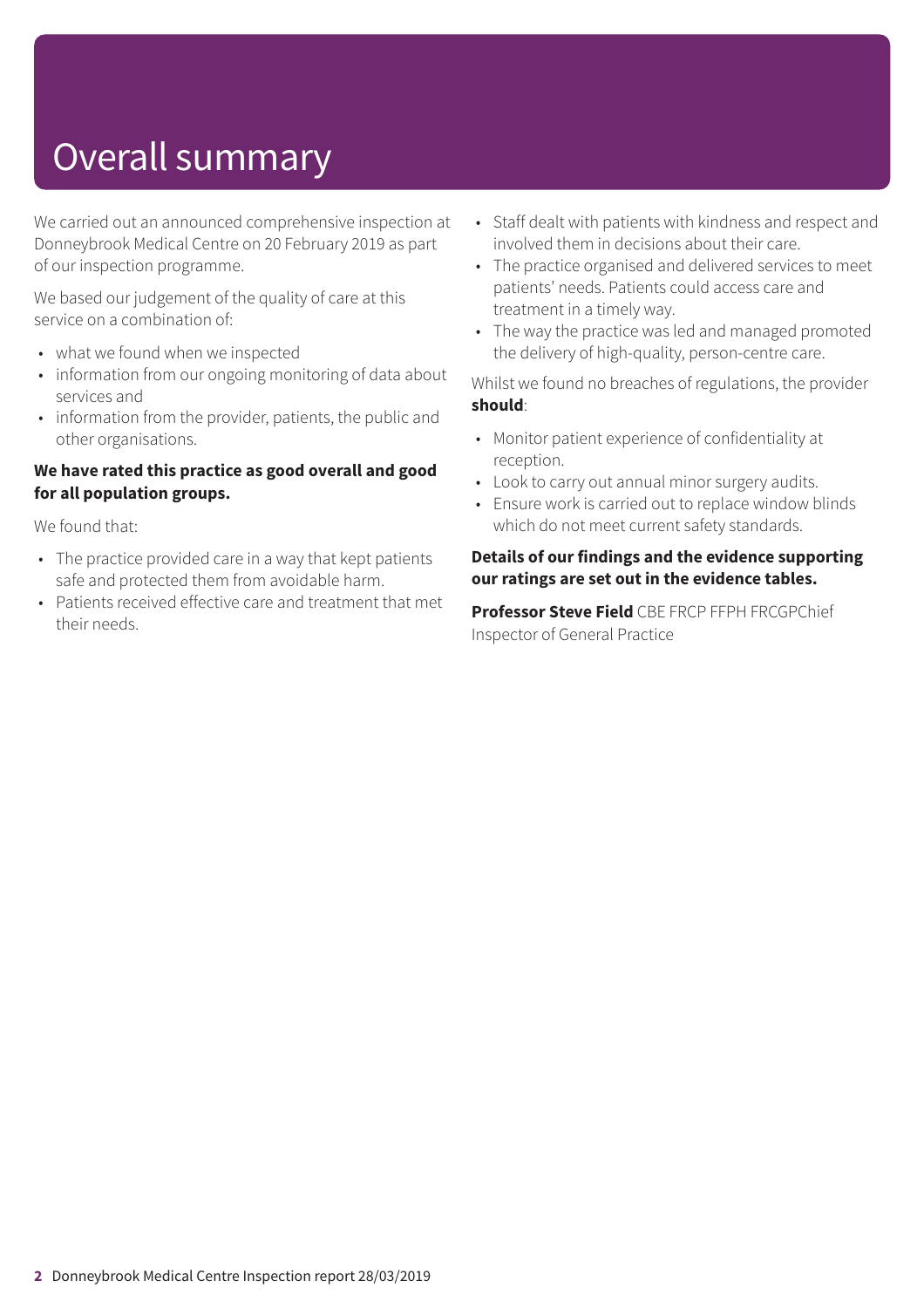# Overall summary

We carried out an announced comprehensive inspection at Donneybrook Medical Centre on 20 February 2019 as part of our inspection programme.

We based our judgement of the quality of care at this service on a combination of:

- what we found when we inspected
- information from our ongoing monitoring of data about services and
- information from the provider, patients, the public and other organisations.

**We have rated this practice as good overall and good for all population groups.**

We found that:

- The practice provided care in a way that kept patients safe and protected them from avoidable harm.
- Patients received effective care and treatment that met their needs.
- Staff dealt with patients with kindness and respect and involved them in decisions about their care.
- The practice organised and delivered services to meet patients' needs. Patients could access care and treatment in a timely way.
- The way the practice was led and managed promoted the delivery of high-quality, person-centre care.

Whilst we found no breaches of regulations, the provider **should**:

- Monitor patient experience of confidentiality at reception.
- Look to carry out annual minor surgery audits.
- Ensure work is carried out to replace window blinds which do not meet current safety standards.

**Details of our findings and the evidence supporting our ratings are set out in the evidence tables.**

**Professor Steve Field** CBE FRCP FFPH FRCGPChief Inspector of General Practice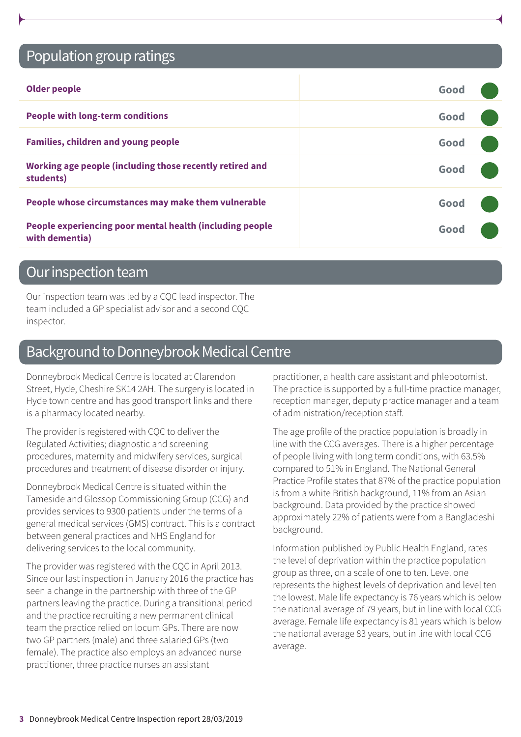## Population group ratings

| | |
|---|---|
| **Older people** | Good |
| **People with long-term conditions** | Good |
| **Families, children and young people** | Good |
| **Working age people (including those recently retired and students)** | Good |
| **People whose circumstances may make them vulnerable** | Good |
| **People experiencing poor mental health (including people with dementia)** | Good |

## Our inspection team

Our inspection team was led by a CQC lead inspector. The team included a GP specialist advisor and a second CQC inspector.

## Background to Donneybrook Medical Centre

Donneybrook Medical Centre is located at Clarendon Street, Hyde, Cheshire SK14 2AH. The surgery is located in Hyde town centre and has good transport links and there is a pharmacy located nearby.

The provider is registered with CQC to deliver the Regulated Activities; diagnostic and screening procedures, maternity and midwifery services, surgical procedures and treatment of disease disorder or injury.

Donneybrook Medical Centre is situated within the Tameside and Glossop Commissioning Group (CCG) and provides services to 9300 patients under the terms of a general medical services (GMS) contract. This is a contract between general practices and NHS England for delivering services to the local community.

The provider was registered with the CQC in April 2013. Since our last inspection in January 2016 the practice has seen a change in the partnership with three of the GP partners leaving the practice. During a transitional period and the practice recruiting a new permanent clinical team the practice relied on locum GPs. There are now two GP partners (male) and three salaried GPs (two female). The practice also employs an advanced nurse practitioner, three practice nurses an assistant practitioner, a health care assistant and phlebotomist. The practice is supported by a full-time practice manager, reception manager, deputy practice manager and a team of administration/reception staff.

The age profile of the practice population is broadly in line with the CCG averages. There is a higher percentage of people living with long term conditions, with 63.5% compared to 51% in England. The National General Practice Profile states that 87% of the practice population is from a white British background, 11% from an Asian background. Data provided by the practice showed approximately 22% of patients were from a Bangladeshi background.

Information published by Public Health England, rates the level of deprivation within the practice population group as three, on a scale of one to ten. Level one represents the highest levels of deprivation and level ten the lowest. Male life expectancy is 76 years which is below the national average of 79 years, but in line with local CCG average. Female life expectancy is 81 years which is below the national average 83 years, but in line with local CCG average.